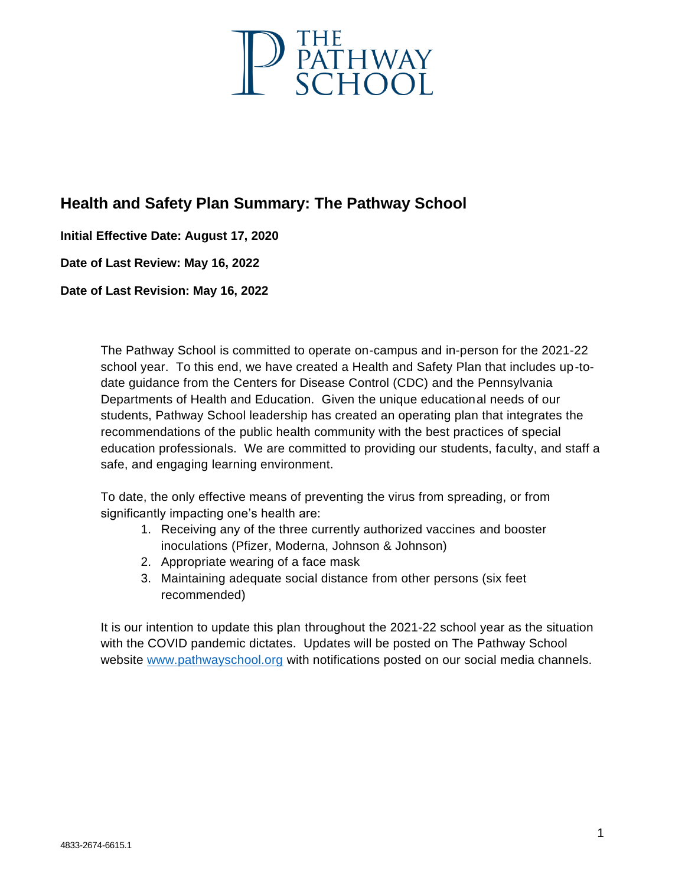THE PATHWAY SCHOOL

## Health and Safety Plan Summary: The Pathway School

**Initial Effective Date: August 17, 2020**

**Date of Last Review: May 16, 2022**

**Date of Last Revision: May 16, 2022**

The Pathway School is committed to operate on-campus and in-person for the 2021-22 school year. To this end, we have created a Health and Safety Plan that includes up-to-date guidance from the Centers for Disease Control (CDC) and the Pennsylvania Departments of Health and Education. Given the unique educational needs of our students, Pathway School leadership has created an operating plan that integrates the recommendations of the public health community with the best practices of special education professionals. We are committed to providing our students, faculty, and staff a safe, and engaging learning environment.

To date, the only effective means of preventing the virus from spreading, or from significantly impacting one's health are:

1. Receiving any of the three currently authorized vaccines and booster inoculations (Pfizer, Moderna, Johnson & Johnson)
2. Appropriate wearing of a face mask
3. Maintaining adequate social distance from other persons (six feet recommended)

It is our intention to update this plan throughout the 2021-22 school year as the situation with the COVID pandemic dictates. Updates will be posted on The Pathway School website www.pathwayschool.org with notifications posted on our social media channels.

4833-2674-6615.1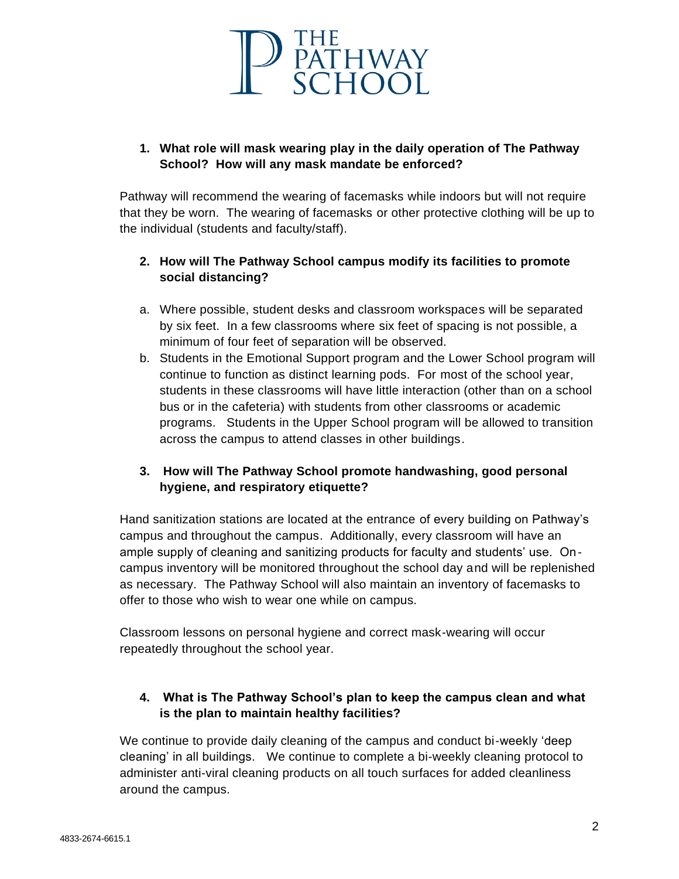THE PATHWAY SCHOOL

1. **What role will mask wearing play in the daily operation of The Pathway School? How will any mask mandate be enforced?**

Pathway will recommend the wearing of facemasks while indoors but will not require that they be worn. The wearing of facemasks or other protective clothing will be up to the individual (students and faculty/staff).

2. **How will The Pathway School campus modify its facilities to promote social distancing?**

   a. Where possible, student desks and classroom workspaces will be separated by six feet. In a few classrooms where six feet of spacing is not possible, a minimum of four feet of separation will be observed.
   b. Students in the Emotional Support program and the Lower School program will continue to function as distinct learning pods. For most of the school year, students in these classrooms will have little interaction (other than on a school bus or in the cafeteria) with students from other classrooms or academic programs. Students in the Upper School program will be allowed to transition across the campus to attend classes in other buildings.

3. **How will The Pathway School promote handwashing, good personal hygiene, and respiratory etiquette?**

Hand sanitization stations are located at the entrance of every building on Pathway's campus and throughout the campus. Additionally, every classroom will have an ample supply of cleaning and sanitizing products for faculty and students' use. On-campus inventory will be monitored throughout the school day and will be replenished as necessary. The Pathway School will also maintain an inventory of facemasks to offer to those who wish to wear one while on campus.

Classroom lessons on personal hygiene and correct mask-wearing will occur repeatedly throughout the school year.

4. **What is The Pathway School's plan to keep the campus clean and what is the plan to maintain healthy facilities?**

We continue to provide daily cleaning of the campus and conduct bi-weekly 'deep cleaning' in all buildings. We continue to complete a bi-weekly cleaning protocol to administer anti-viral cleaning products on all touch surfaces for added cleanliness around the campus.

4833-2674-6615.1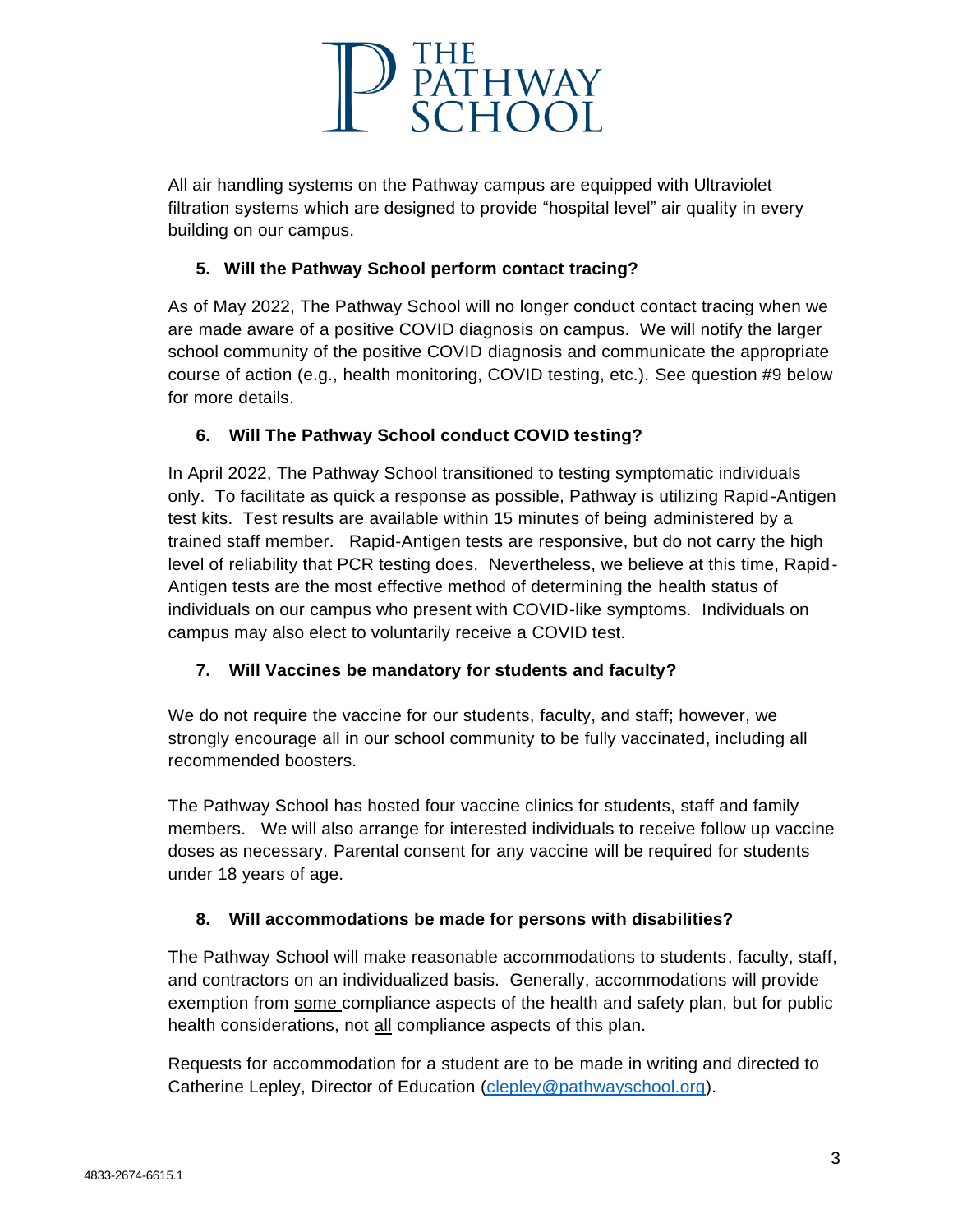All air handling systems on the Pathway campus are equipped with Ultraviolet filtration systems which are designed to provide "hospital level" air quality in every building on our campus.

### 5. Will the Pathway School perform contact tracing?

As of May 2022, The Pathway School will no longer conduct contact tracing when we are made aware of a positive COVID diagnosis on campus. We will notify the larger school community of the positive COVID diagnosis and communicate the appropriate course of action (e.g., health monitoring, COVID testing, etc.). See question #9 below for more details.

### 6. Will The Pathway School conduct COVID testing?

In April 2022, The Pathway School transitioned to testing symptomatic individuals only. To facilitate as quick a response as possible, Pathway is utilizing Rapid-Antigen test kits. Test results are available within 15 minutes of being administered by a trained staff member. Rapid-Antigen tests are responsive, but do not carry the high level of reliability that PCR testing does. Nevertheless, we believe at this time, Rapid-Antigen tests are the most effective method of determining the health status of individuals on our campus who present with COVID-like symptoms. Individuals on campus may also elect to voluntarily receive a COVID test.

### 7. Will Vaccines be mandatory for students and faculty?

We do not require the vaccine for our students, faculty, and staff; however, we strongly encourage all in our school community to be fully vaccinated, including all recommended boosters.

The Pathway School has hosted four vaccine clinics for students, staff and family members. We will also arrange for interested individuals to receive follow up vaccine doses as necessary. Parental consent for any vaccine will be required for students under 18 years of age.

### 8. Will accommodations be made for persons with disabilities?

The Pathway School will make reasonable accommodations to students, faculty, staff, and contractors on an individualized basis. Generally, accommodations will provide exemption from <u>some</u> compliance aspects of the health and safety plan, but for public health considerations, not <u>all</u> compliance aspects of this plan.

Requests for accommodation for a student are to be made in writing and directed to Catherine Lepley, Director of Education (clepley@pathwayschool.org).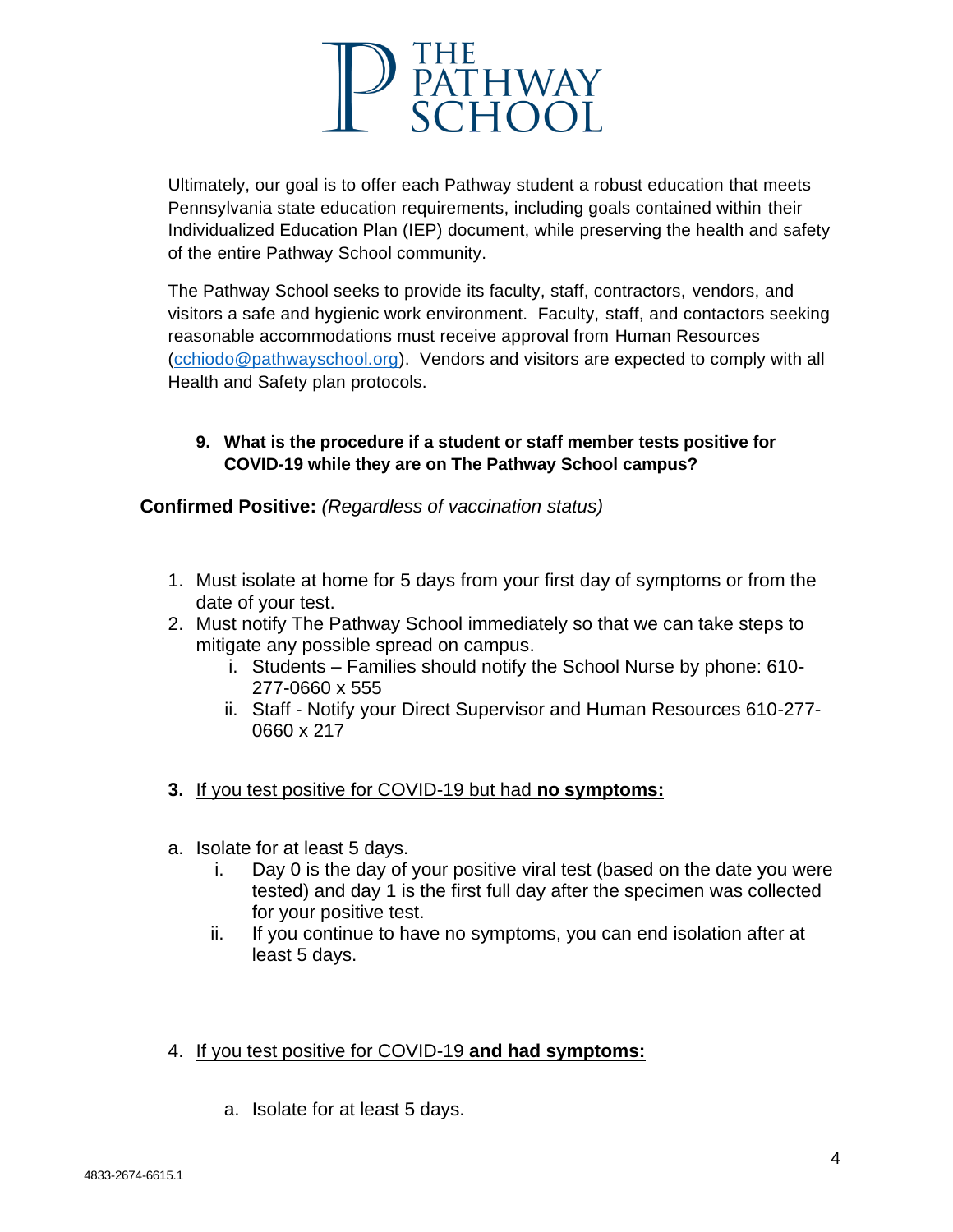Ultimately, our goal is to offer each Pathway student a robust education that meets Pennsylvania state education requirements, including goals contained within their Individualized Education Plan (IEP) document, while preserving the health and safety of the entire Pathway School community.

The Pathway School seeks to provide its faculty, staff, contractors, vendors, and visitors a safe and hygienic work environment. Faculty, staff, and contactors seeking reasonable accommodations must receive approval from Human Resources ([cchiodo@pathwayschool.org](mailto:cchiodo@pathwayschool.org)). Vendors and visitors are expected to comply with all Health and Safety plan protocols.

**9. What is the procedure if a student or staff member tests positive for COVID-19 while they are on The Pathway School campus?**

**Confirmed Positive:** *(Regardless of vaccination status)*

1. Must isolate at home for 5 days from your first day of symptoms or from the date of your test.
2. Must notify The Pathway School immediately so that we can take steps to mitigate any possible spread on campus.
   - i. Students – Families should notify the School Nurse by phone: 610-277-0660 x 555
   - ii. Staff - Notify your Direct Supervisor and Human Resources 610-277-0660 x 217

**3.** <u>If you test positive for COVID-19 but had **no symptoms:**</u>

a. Isolate for at least 5 days.
   - i. Day 0 is the day of your positive viral test (based on the date you were tested) and day 1 is the first full day after the specimen was collected for your positive test.
   - ii. If you continue to have no symptoms, you can end isolation after at least 5 days.

4. <u>If you test positive for COVID-19 **and had symptoms:**</u>

   a. Isolate for at least 5 days.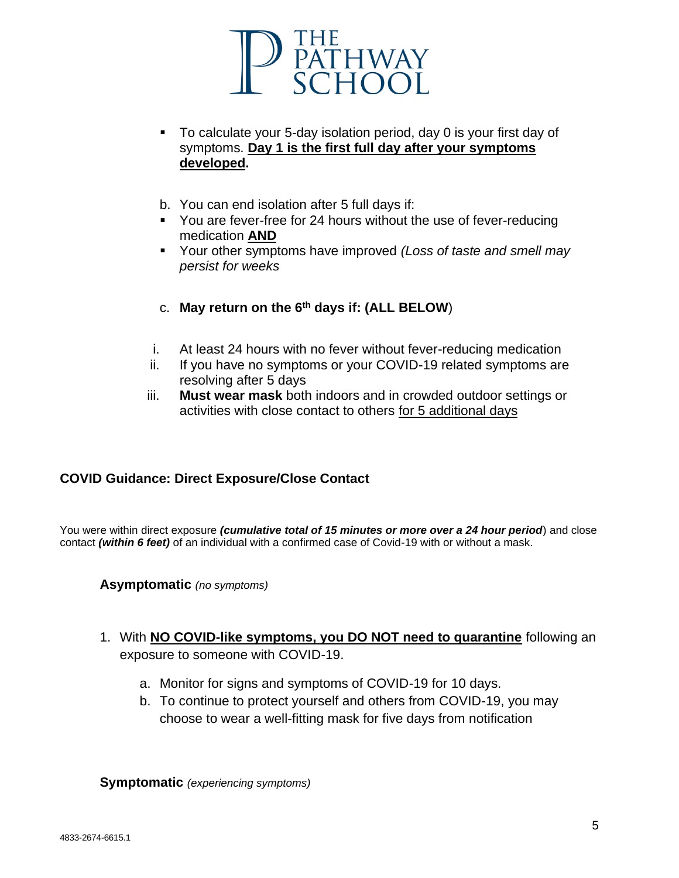- To calculate your 5-day isolation period, day 0 is your first day of symptoms. **<u>Day 1 is the first full day after your symptoms developed</u>.**

b. You can end isolation after 5 full days if:

- You are fever-free for 24 hours without the use of fever-reducing medication **<u>AND</u>**
- Your other symptoms have improved *(Loss of taste and smell may persist for weeks*

c. **May return on the 6th days if: (ALL BELOW**)

i. At least 24 hours with no fever without fever-reducing medication

ii. If you have no symptoms or your COVID-19 related symptoms are resolving after 5 days

iii. **Must wear mask** both indoors and in crowded outdoor settings or activities with close contact to others <u>for 5 additional days</u>

## COVID Guidance: Direct Exposure/Close Contact

You were within direct exposure ***(cumulative total of 15 minutes or more over a 24 hour period***) and close contact ***(within 6 feet)*** of an individual with a confirmed case of Covid-19 with or without a mask.

### **Asymptomatic** *(no symptoms)*

1. With **<u>NO COVID-like symptoms, you DO NOT need to quarantine</u>** following an exposure to someone with COVID-19.
   a. Monitor for signs and symptoms of COVID-19 for 10 days.
   b. To continue to protect yourself and others from COVID-19, you may choose to wear a well-fitting mask for five days from notification

### **Symptomatic** *(experiencing symptoms)*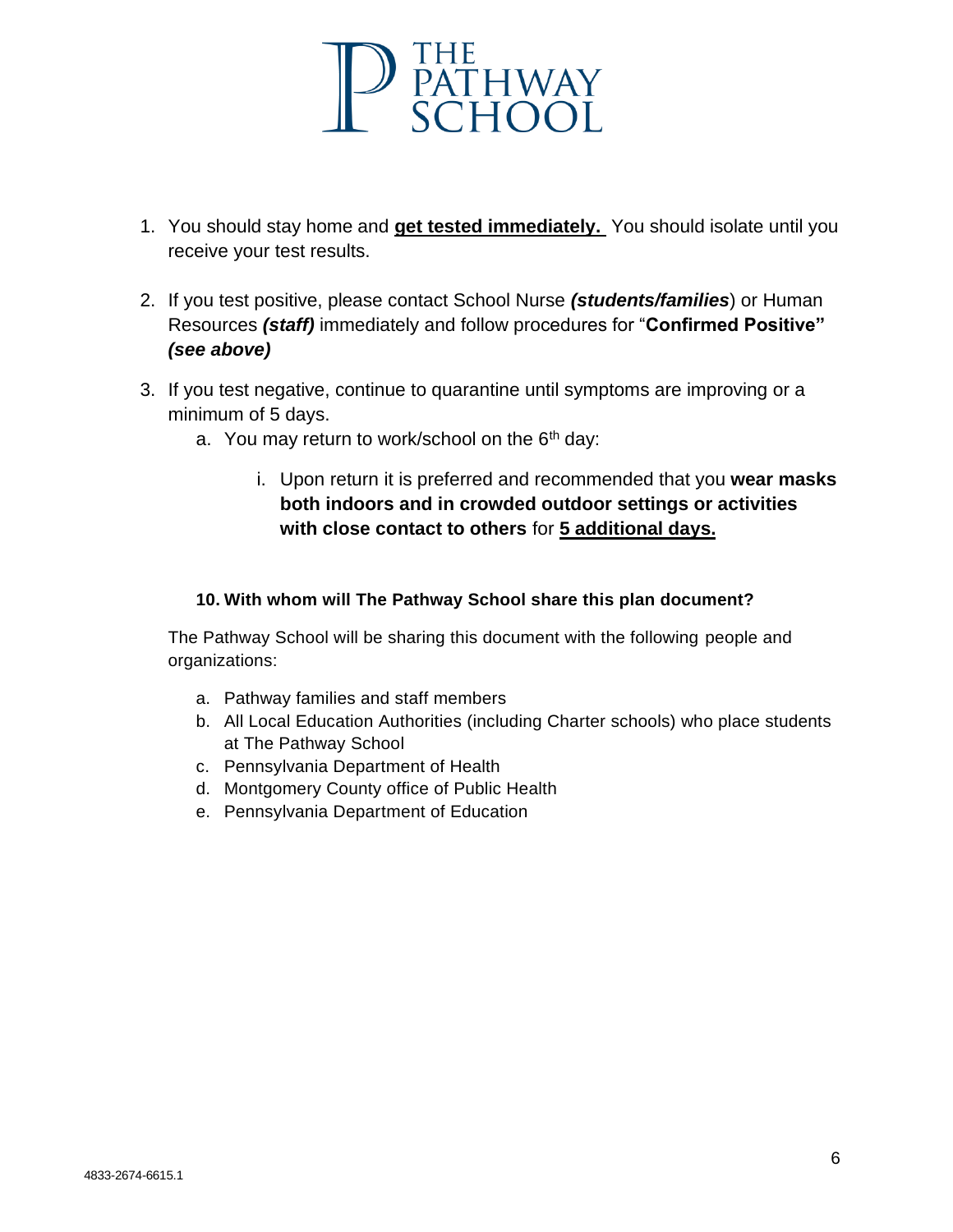1. You should stay home and **<u>get tested immediately.</u>** You should isolate until you receive your test results.

2. If you test positive, please contact School Nurse ***(students/families***) or Human Resources ***(staff)*** immediately and follow procedures for "**Confirmed Positive"** ***(see above)***

3. If you test negative, continue to quarantine until symptoms are improving or a minimum of 5 days.
   a. You may return to work/school on the 6th day:
      i. Upon return it is preferred and recommended that you **wear masks both indoors and in crowded outdoor settings or activities with close contact to others** for **<u>5 additional days.</u>**

#### 10. With whom will The Pathway School share this plan document?

The Pathway School will be sharing this document with the following people and organizations:

a. Pathway families and staff members
b. All Local Education Authorities (including Charter schools) who place students at The Pathway School
c. Pennsylvania Department of Health
d. Montgomery County office of Public Health
e. Pennsylvania Department of Education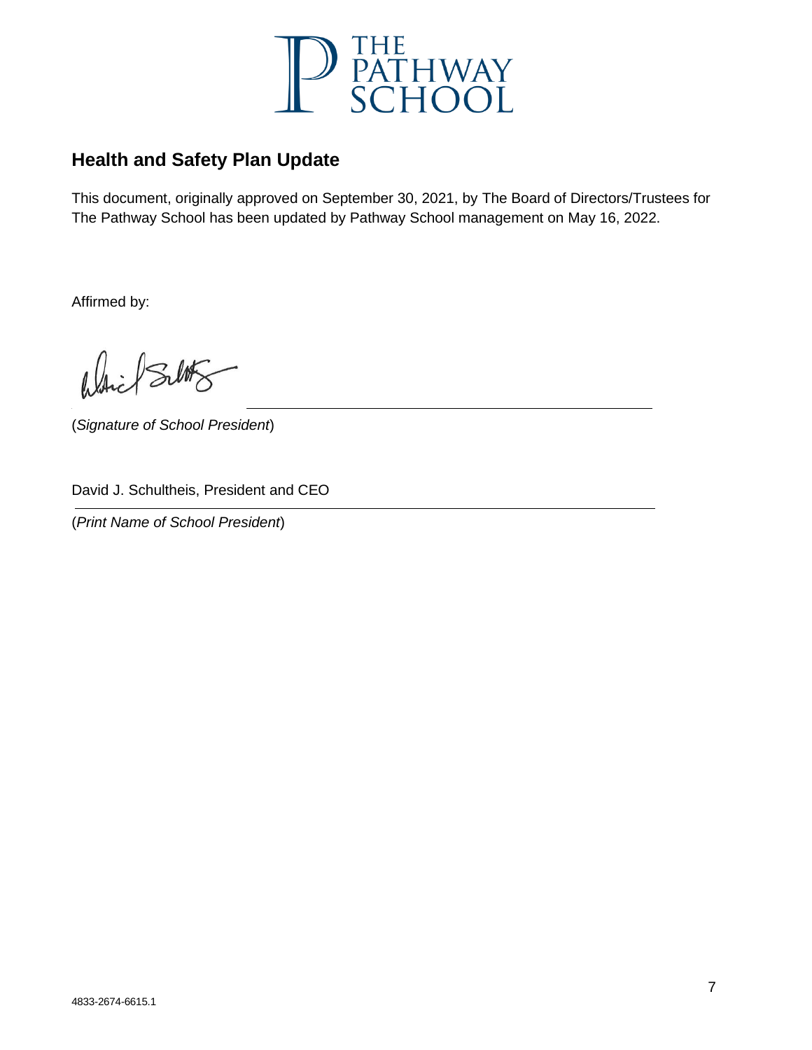THE PATHWAY SCHOOL

## Health and Safety Plan Update

This document, originally approved on September 30, 2021, by The Board of Directors/Trustees for The Pathway School has been updated by Pathway School management on May 16, 2022.

Affirmed by:

_______________________________________

(*Signature of School President*)

David J. Schultheis, President and CEO

_______________________________________

(*Print Name of School President*)

4833-2674-6615.1